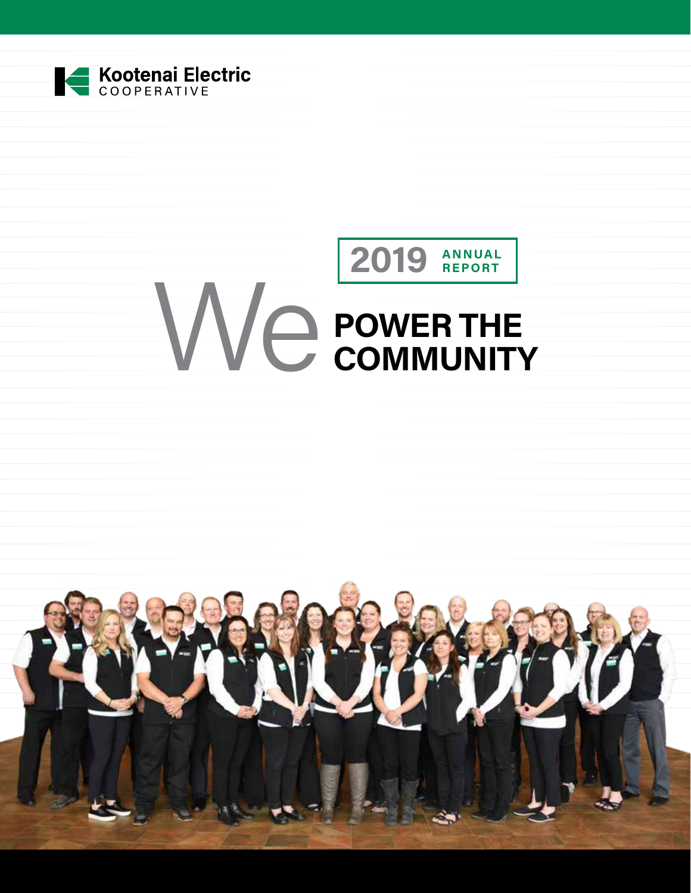Kootenai Electric
COOPERATIVE

2019 ANNUAL REPORT

# We POWER THE COMMUNITY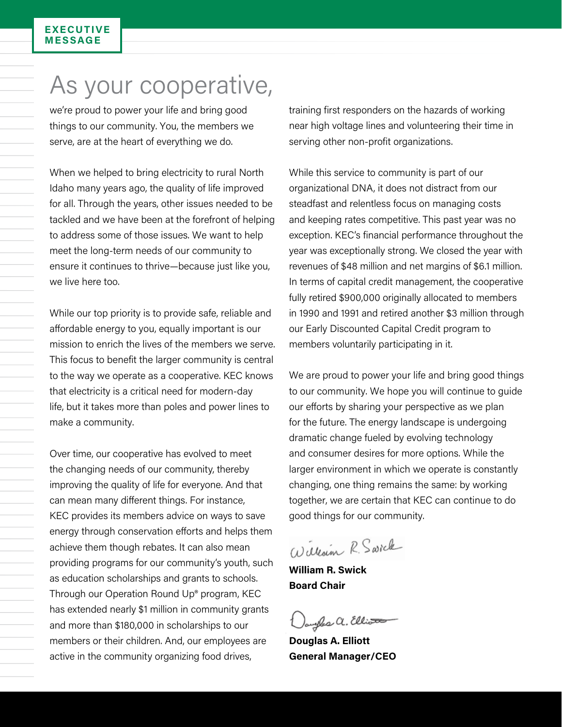EXECUTIVE MESSAGE

# As your cooperative,

we're proud to power your life and bring good things to our community. You, the members we serve, are at the heart of everything we do.

When we helped to bring electricity to rural North Idaho many years ago, the quality of life improved for all. Through the years, other issues needed to be tackled and we have been at the forefront of helping to address some of those issues. We want to help meet the long-term needs of our community to ensure it continues to thrive—because just like you, we live here too.

While our top priority is to provide safe, reliable and affordable energy to you, equally important is our mission to enrich the lives of the members we serve. This focus to benefit the larger community is central to the way we operate as a cooperative. KEC knows that electricity is a critical need for modern-day life, but it takes more than poles and power lines to make a community.

Over time, our cooperative has evolved to meet the changing needs of our community, thereby improving the quality of life for everyone. And that can mean many different things. For instance, KEC provides its members advice on ways to save energy through conservation efforts and helps them achieve them though rebates. It can also mean providing programs for our community's youth, such as education scholarships and grants to schools. Through our Operation Round Up® program, KEC has extended nearly $1 million in community grants and more than $180,000 in scholarships to our members or their children. And, our employees are active in the community organizing food drives, training first responders on the hazards of working near high voltage lines and volunteering their time in serving other non-profit organizations.

While this service to community is part of our organizational DNA, it does not distract from our steadfast and relentless focus on managing costs and keeping rates competitive. This past year was no exception. KEC's financial performance throughout the year was exceptionally strong. We closed the year with revenues of $48 million and net margins of $6.1 million. In terms of capital credit management, the cooperative fully retired $900,000 originally allocated to members in 1990 and 1991 and retired another $3 million through our Early Discounted Capital Credit program to members voluntarily participating in it.

We are proud to power your life and bring good things to our community. We hope you will continue to guide our efforts by sharing your perspective as we plan for the future. The energy landscape is undergoing dramatic change fueled by evolving technology and consumer desires for more options. While the larger environment in which we operate is constantly changing, one thing remains the same: by working together, we are certain that KEC can continue to do good things for our community.

**William R. Swick**
**Board Chair**

**Douglas A. Elliott**
**General Manager/CEO**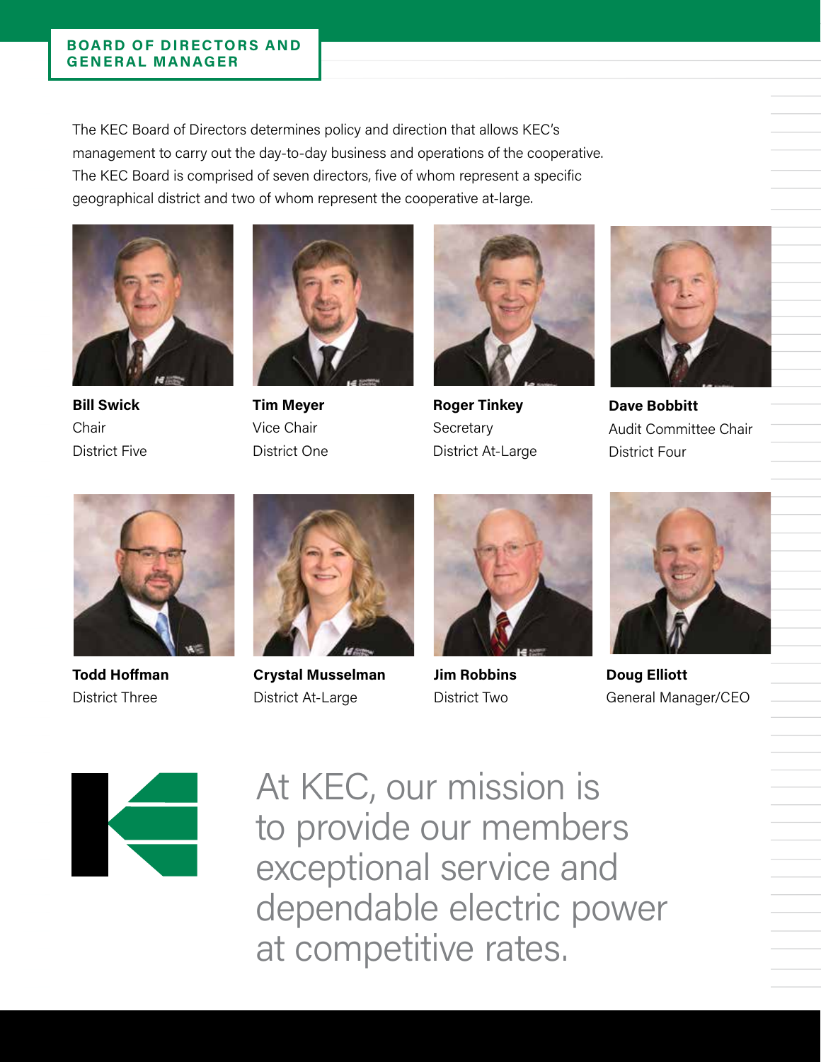## BOARD OF DIRECTORS AND GENERAL MANAGER

The KEC Board of Directors determines policy and direction that allows KEC's management to carry out the day-to-day business and operations of the cooperative. The KEC Board is comprised of seven directors, five of whom represent a specific geographical district and two of whom represent the cooperative at-large.

**Bill Swick**
Chair
District Five

**Tim Meyer**
Vice Chair
District One

**Roger Tinkey**
Secretary
District At-Large

**Dave Bobbitt**
Audit Committee Chair
District Four

**Todd Hoffman**
District Three

**Crystal Musselman**
District At-Large

**Jim Robbins**
District Two

**Doug Elliott**
General Manager/CEO

At KEC, our mission is to provide our members exceptional service and dependable electric power at competitive rates.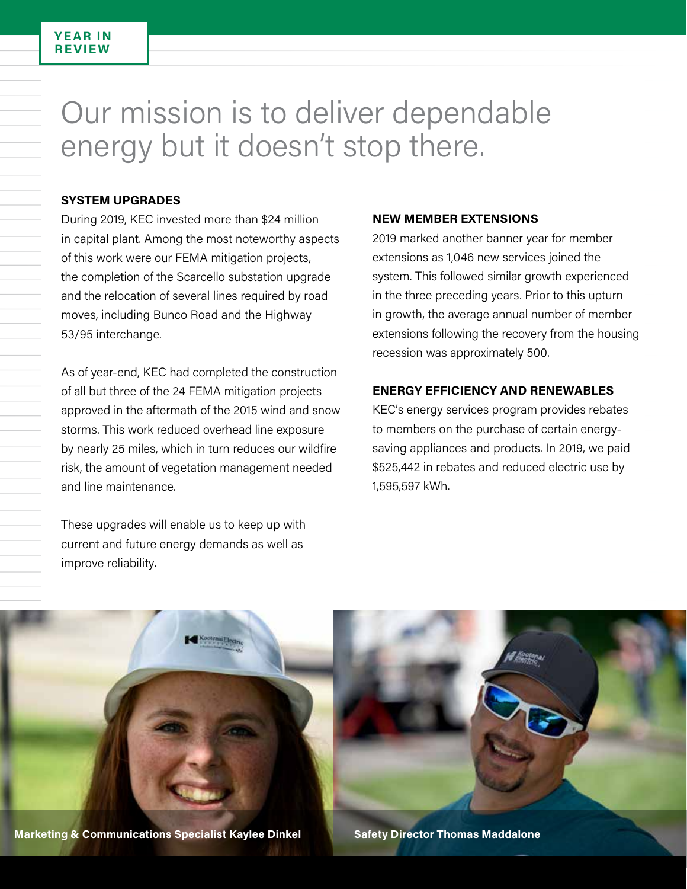YEAR IN REVIEW

# Our mission is to deliver dependable energy but it doesn't stop there.

### SYSTEM UPGRADES

During 2019, KEC invested more than $24 million in capital plant. Among the most noteworthy aspects of this work were our FEMA mitigation projects, the completion of the Scarcello substation upgrade and the relocation of several lines required by road moves, including Bunco Road and the Highway 53/95 interchange.

As of year-end, KEC had completed the construction of all but three of the 24 FEMA mitigation projects approved in the aftermath of the 2015 wind and snow storms. This work reduced overhead line exposure by nearly 25 miles, which in turn reduces our wildfire risk, the amount of vegetation management needed and line maintenance.

These upgrades will enable us to keep up with current and future energy demands as well as improve reliability.

### NEW MEMBER EXTENSIONS

2019 marked another banner year for member extensions as 1,046 new services joined the system. This followed similar growth experienced in the three preceding years. Prior to this upturn in growth, the average annual number of member extensions following the recovery from the housing recession was approximately 500.

### ENERGY EFFICIENCY AND RENEWABLES

KEC's energy services program provides rebates to members on the purchase of certain energy-saving appliances and products. In 2019, we paid $525,442 in rebates and reduced electric use by 1,595,597 kWh.

**Marketing & Communications Specialist Kaylee Dinkel**

**Safety Director Thomas Maddalone**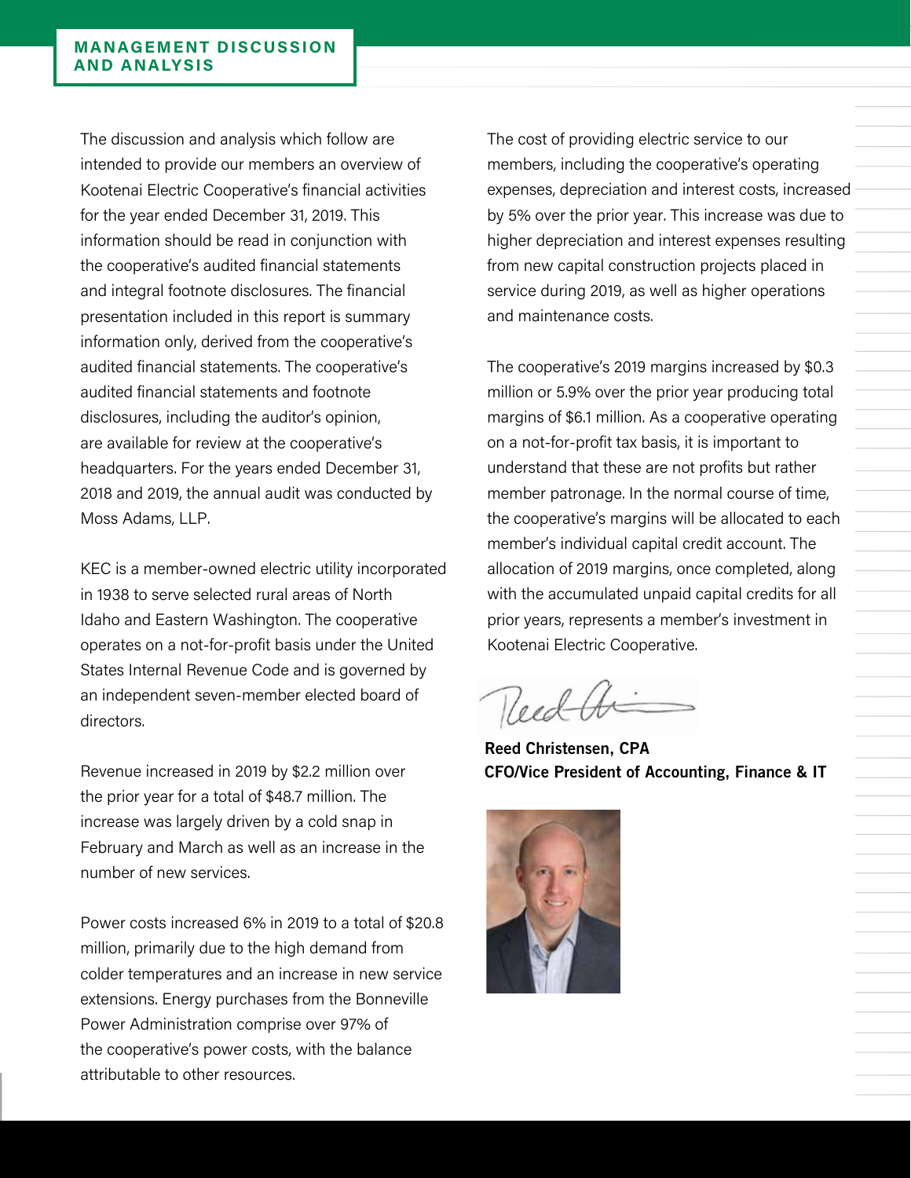# MANAGEMENT DISCUSSION AND ANALYSIS

The discussion and analysis which follow are intended to provide our members an overview of Kootenai Electric Cooperative's financial activities for the year ended December 31, 2019. This information should be read in conjunction with the cooperative's audited financial statements and integral footnote disclosures. The financial presentation included in this report is summary information only, derived from the cooperative's audited financial statements. The cooperative's audited financial statements and footnote disclosures, including the auditor's opinion, are available for review at the cooperative's headquarters. For the years ended December 31, 2018 and 2019, the annual audit was conducted by Moss Adams, LLP.

KEC is a member-owned electric utility incorporated in 1938 to serve selected rural areas of North Idaho and Eastern Washington. The cooperative operates on a not-for-profit basis under the United States Internal Revenue Code and is governed by an independent seven-member elected board of directors.

Revenue increased in 2019 by $2.2 million over the prior year for a total of $48.7 million. The increase was largely driven by a cold snap in February and March as well as an increase in the number of new services.

Power costs increased 6% in 2019 to a total of $20.8 million, primarily due to the high demand from colder temperatures and an increase in new service extensions. Energy purchases from the Bonneville Power Administration comprise over 97% of the cooperative's power costs, with the balance attributable to other resources.

The cost of providing electric service to our members, including the cooperative's operating expenses, depreciation and interest costs, increased by 5% over the prior year. This increase was due to higher depreciation and interest expenses resulting from new capital construction projects placed in service during 2019, as well as higher operations and maintenance costs.

The cooperative's 2019 margins increased by $0.3 million or 5.9% over the prior year producing total margins of $6.1 million. As a cooperative operating on a not-for-profit tax basis, it is important to understand that these are not profits but rather member patronage. In the normal course of time, the cooperative's margins will be allocated to each member's individual capital credit account. The allocation of 2019 margins, once completed, along with the accumulated unpaid capital credits for all prior years, represents a member's investment in Kootenai Electric Cooperative.

**Reed Christensen, CPA**
**CFO/Vice President of Accounting, Finance & IT**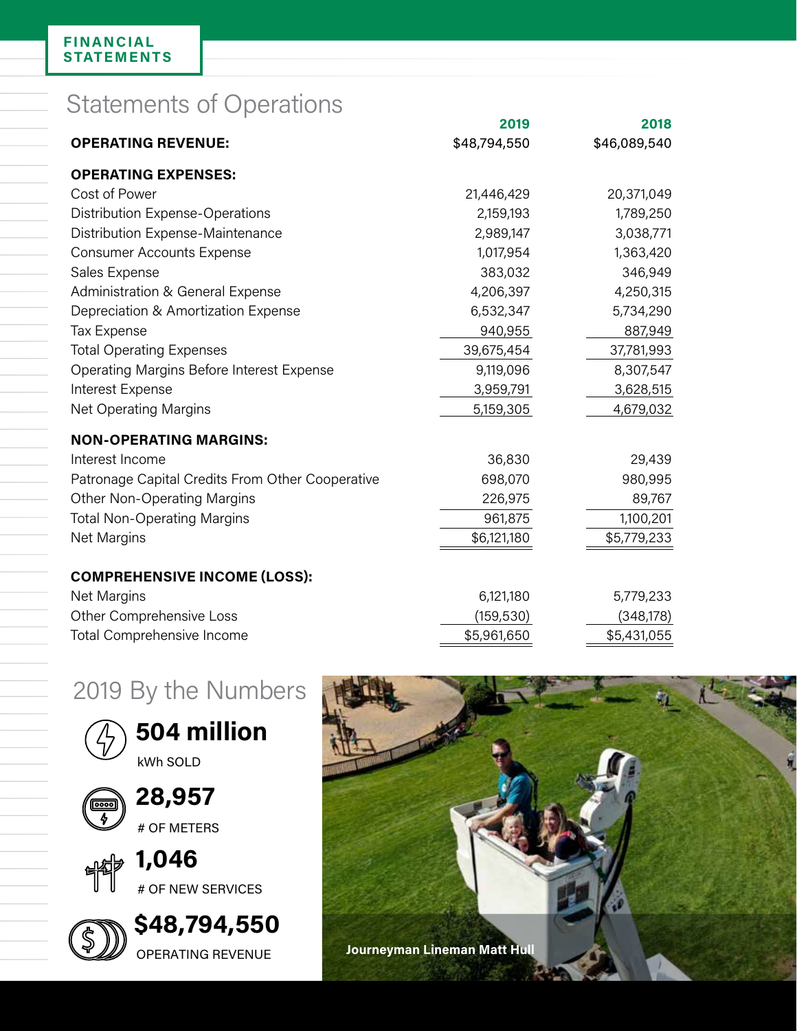**FINANCIAL STATEMENTS**

## Statements of Operations

| | 2019 | 2018 |
|---|---|---|
| **OPERATING REVENUE:** | $48,794,550 | $46,089,540 |
| **OPERATING EXPENSES:** | | |
| Cost of Power | 21,446,429 | 20,371,049 |
| Distribution Expense-Operations | 2,159,193 | 1,789,250 |
| Distribution Expense-Maintenance | 2,989,147 | 3,038,771 |
| Consumer Accounts Expense | 1,017,954 | 1,363,420 |
| Sales Expense | 383,032 | 346,949 |
| Administration & General Expense | 4,206,397 | 4,250,315 |
| Depreciation & Amortization Expense | 6,532,347 | 5,734,290 |
| Tax Expense | 940,955 | 887,949 |
| Total Operating Expenses | 39,675,454 | 37,781,993 |
| Operating Margins Before Interest Expense | 9,119,096 | 8,307,547 |
| Interest Expense | 3,959,791 | 3,628,515 |
| Net Operating Margins | 5,159,305 | 4,679,032 |
| **NON-OPERATING MARGINS:** | | |
| Interest Income | 36,830 | 29,439 |
| Patronage Capital Credits From Other Cooperative | 698,070 | 980,995 |
| Other Non-Operating Margins | 226,975 | 89,767 |
| Total Non-Operating Margins | 961,875 | 1,100,201 |
| Net Margins | $6,121,180 | $5,779,233 |
| **COMPREHENSIVE INCOME (LOSS):** | | |
| Net Margins | 6,121,180 | 5,779,233 |
| Other Comprehensive Loss | (159,530) | (348,178) |
| Total Comprehensive Income | $5,961,650 | $5,431,055 |

## 2019 By the Numbers

**504 million**
kWh SOLD

**28,957**
# OF METERS

**1,046**
# OF NEW SERVICES

**$48,794,550**
OPERATING REVENUE

Journeyman Lineman Matt Hull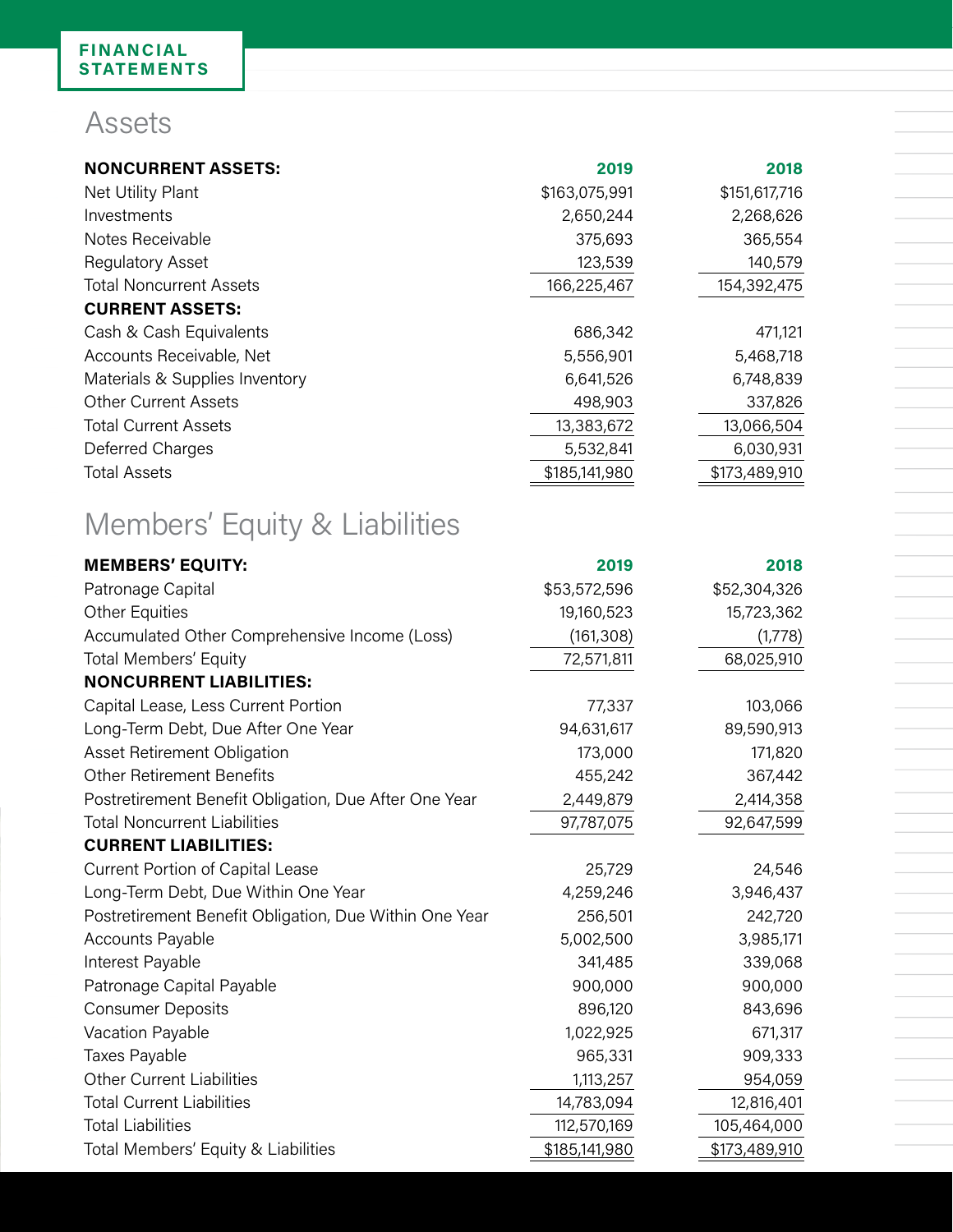**FINANCIAL STATEMENTS**

## Assets

| NONCURRENT ASSETS: | 2019 | 2018 |
|---|---|---|
| Net Utility Plant | $163,075,991 | $151,617,716 |
| Investments | 2,650,244 | 2,268,626 |
| Notes Receivable | 375,693 | 365,554 |
| Regulatory Asset | 123,539 | 140,579 |
| Total Noncurrent Assets | 166,225,467 | 154,392,475 |
| **CURRENT ASSETS:** | | |
| Cash & Cash Equivalents | 686,342 | 471,121 |
| Accounts Receivable, Net | 5,556,901 | 5,468,718 |
| Materials & Supplies Inventory | 6,641,526 | 6,748,839 |
| Other Current Assets | 498,903 | 337,826 |
| Total Current Assets | 13,383,672 | 13,066,504 |
| Deferred Charges | 5,532,841 | 6,030,931 |
| Total Assets | $185,141,980 | $173,489,910 |

## Members' Equity & Liabilities

| MEMBERS' EQUITY: | 2019 | 2018 |
|---|---|---|
| Patronage Capital | $53,572,596 | $52,304,326 |
| Other Equities | 19,160,523 | 15,723,362 |
| Accumulated Other Comprehensive Income (Loss) | (161,308) | (1,778) |
| Total Members' Equity | 72,571,811 | 68,025,910 |
| **NONCURRENT LIABILITIES:** | | |
| Capital Lease, Less Current Portion | 77,337 | 103,066 |
| Long-Term Debt, Due After One Year | 94,631,617 | 89,590,913 |
| Asset Retirement Obligation | 173,000 | 171,820 |
| Other Retirement Benefits | 455,242 | 367,442 |
| Postretirement Benefit Obligation, Due After One Year | 2,449,879 | 2,414,358 |
| Total Noncurrent Liabilities | 97,787,075 | 92,647,599 |
| **CURRENT LIABILITIES:** | | |
| Current Portion of Capital Lease | 25,729 | 24,546 |
| Long-Term Debt, Due Within One Year | 4,259,246 | 3,946,437 |
| Postretirement Benefit Obligation, Due Within One Year | 256,501 | 242,720 |
| Accounts Payable | 5,002,500 | 3,985,171 |
| Interest Payable | 341,485 | 339,068 |
| Patronage Capital Payable | 900,000 | 900,000 |
| Consumer Deposits | 896,120 | 843,696 |
| Vacation Payable | 1,022,925 | 671,317 |
| Taxes Payable | 965,331 | 909,333 |
| Other Current Liabilities | 1,113,257 | 954,059 |
| Total Current Liabilities | 14,783,094 | 12,816,401 |
| Total Liabilities | 112,570,169 | 105,464,000 |
| Total Members' Equity & Liabilities | $185,141,980 | $173,489,910 |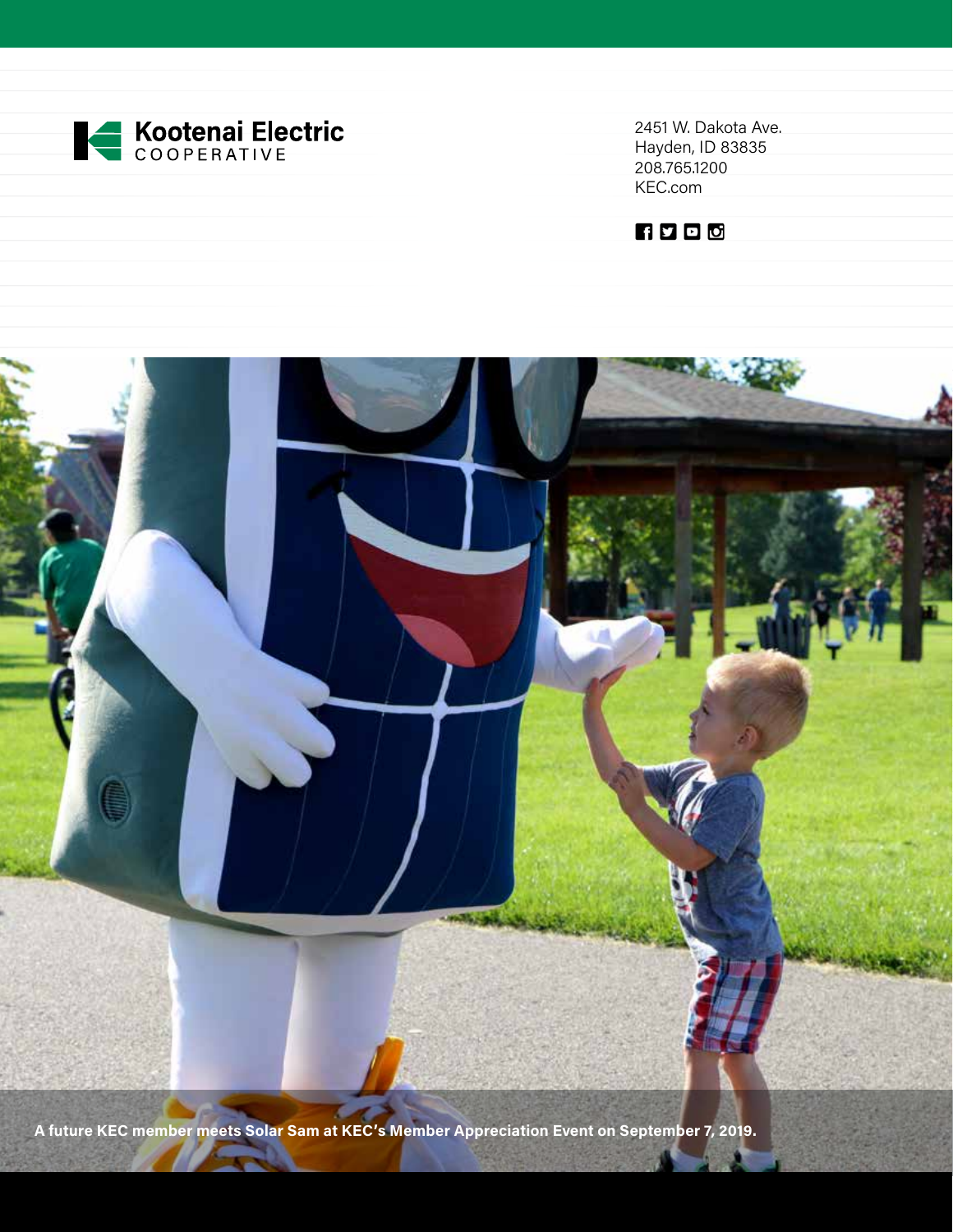Kootenai Electric
COOPERATIVE

2451 W. Dakota Ave.
Hayden, ID 83835
208.765.1200
KEC.com

A future KEC member meets Solar Sam at KEC's Member Appreciation Event on September 7, 2019.